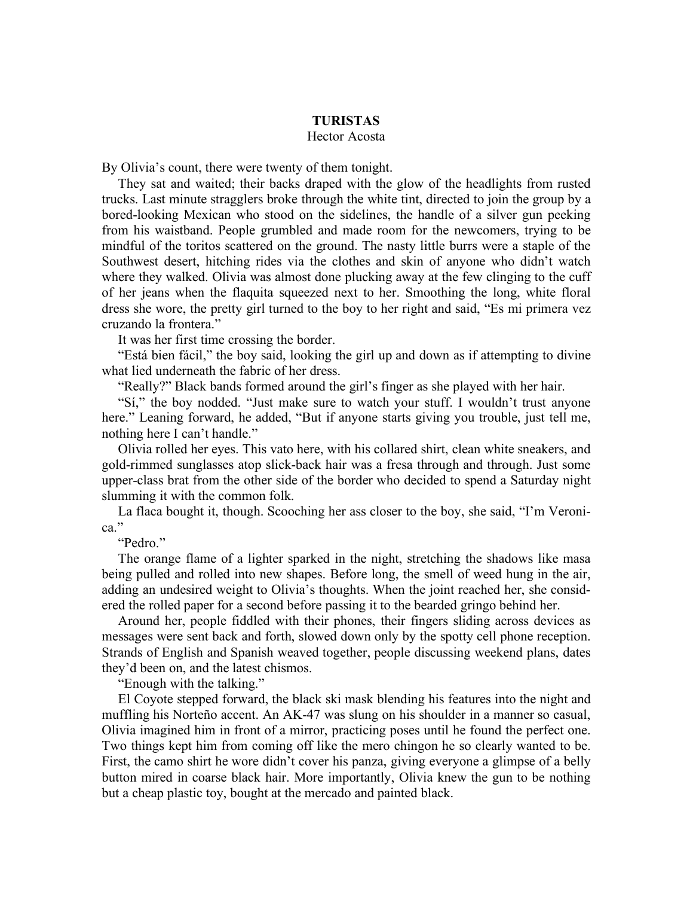**TURISTAS**

Hector Acosta

By Olivia's count, there were twenty of them tonight.

They sat and waited; their backs draped with the glow of the headlights from rusted trucks. Last minute stragglers broke through the white tint, directed to join the group by a bored-looking Mexican who stood on the sidelines, the handle of a silver gun peeking from his waistband. People grumbled and made room for the newcomers, trying to be mindful of the toritos scattered on the ground. The nasty little burrs were a staple of the Southwest desert, hitching rides via the clothes and skin of anyone who didn't watch where they walked. Olivia was almost done plucking away at the few clinging to the cuff of her jeans when the flaquita squeezed next to her. Smoothing the long, white floral dress she wore, the pretty girl turned to the boy to her right and said, "Es mi primera vez cruzando la frontera."

It was her first time crossing the border.

"Está bien fácil," the boy said, looking the girl up and down as if attempting to divine what lied underneath the fabric of her dress.

"Really?" Black bands formed around the girl's finger as she played with her hair.

"Sí," the boy nodded. "Just make sure to watch your stuff. I wouldn't trust anyone here." Leaning forward, he added, "But if anyone starts giving you trouble, just tell me, nothing here I can't handle."

Olivia rolled her eyes. This vato here, with his collared shirt, clean white sneakers, and gold-rimmed sunglasses atop slick-back hair was a fresa through and through. Just some upper-class brat from the other side of the border who decided to spend a Saturday night slumming it with the common folk.

La flaca bought it, though. Scooching her ass closer to the boy, she said, "I'm Veronica."

"Pedro."

The orange flame of a lighter sparked in the night, stretching the shadows like masa being pulled and rolled into new shapes. Before long, the smell of weed hung in the air, adding an undesired weight to Olivia's thoughts. When the joint reached her, she considered the rolled paper for a second before passing it to the bearded gringo behind her.

Around her, people fiddled with their phones, their fingers sliding across devices as messages were sent back and forth, slowed down only by the spotty cell phone reception. Strands of English and Spanish weaved together, people discussing weekend plans, dates they'd been on, and the latest chismos.

"Enough with the talking."

El Coyote stepped forward, the black ski mask blending his features into the night and muffling his Norteño accent. An AK-47 was slung on his shoulder in a manner so casual, Olivia imagined him in front of a mirror, practicing poses until he found the perfect one. Two things kept him from coming off like the mero chingon he so clearly wanted to be. First, the camo shirt he wore didn't cover his panza, giving everyone a glimpse of a belly button mired in coarse black hair. More importantly, Olivia knew the gun to be nothing but a cheap plastic toy, bought at the mercado and painted black.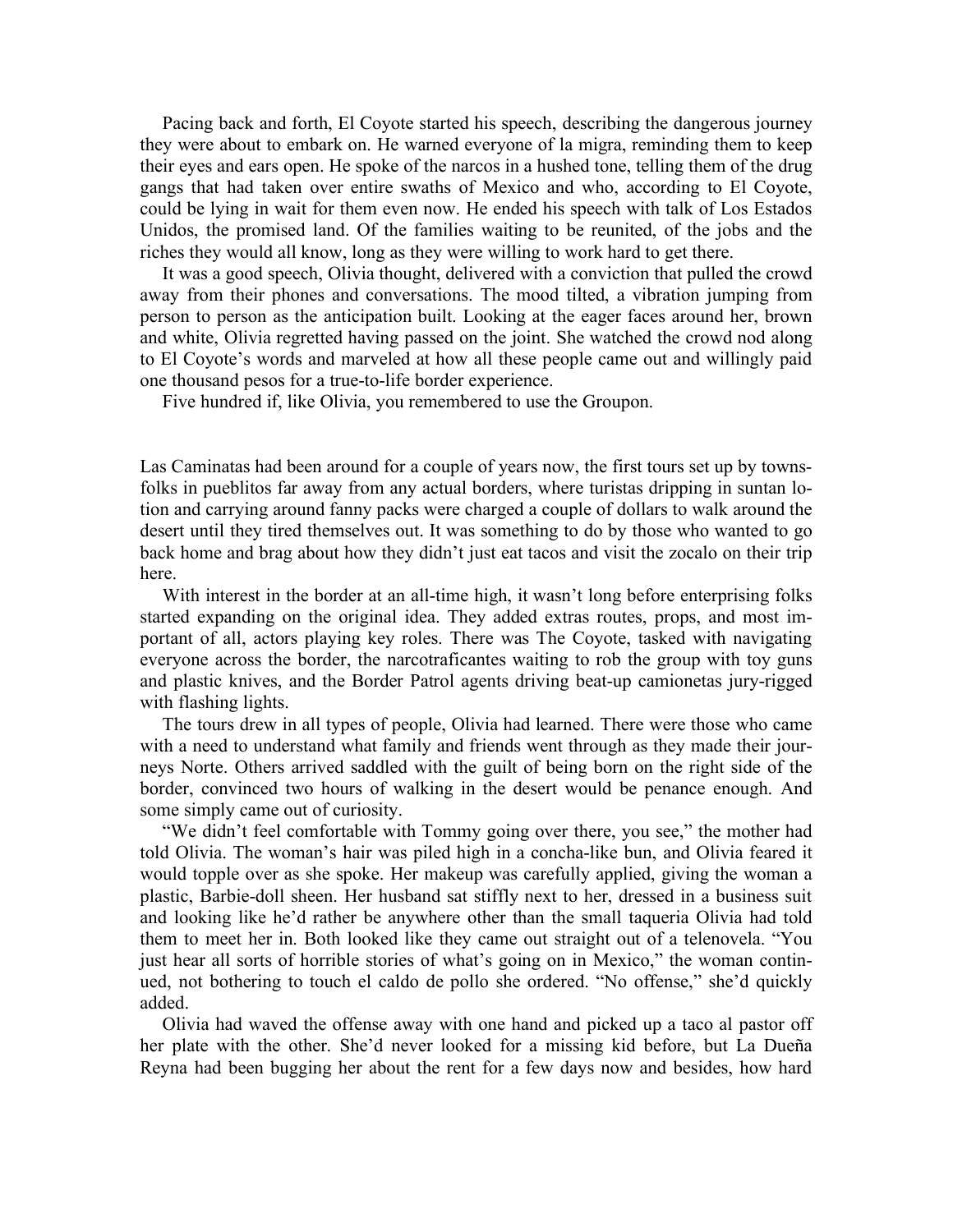Pacing back and forth, El Coyote started his speech, describing the dangerous journey they were about to embark on. He warned everyone of la migra, reminding them to keep their eyes and ears open. He spoke of the narcos in a hushed tone, telling them of the drug gangs that had taken over entire swaths of Mexico and who, according to El Coyote, could be lying in wait for them even now. He ended his speech with talk of Los Estados Unidos, the promised land. Of the families waiting to be reunited, of the jobs and the riches they would all know, long as they were willing to work hard to get there.

It was a good speech, Olivia thought, delivered with a conviction that pulled the crowd away from their phones and conversations. The mood tilted, a vibration jumping from person to person as the anticipation built. Looking at the eager faces around her, brown and white, Olivia regretted having passed on the joint. She watched the crowd nod along to El Coyote's words and marveled at how all these people came out and willingly paid one thousand pesos for a true-to-life border experience.

Five hundred if, like Olivia, you remembered to use the Groupon.

Las Caminatas had been around for a couple of years now, the first tours set up by townsfolks in pueblitos far away from any actual borders, where turistas dripping in suntan lotion and carrying around fanny packs were charged a couple of dollars to walk around the desert until they tired themselves out. It was something to do by those who wanted to go back home and brag about how they didn't just eat tacos and visit the zocalo on their trip here.

With interest in the border at an all-time high, it wasn't long before enterprising folks started expanding on the original idea. They added extras routes, props, and most important of all, actors playing key roles. There was The Coyote, tasked with navigating everyone across the border, the narcotraficantes waiting to rob the group with toy guns and plastic knives, and the Border Patrol agents driving beat-up camionetas jury-rigged with flashing lights.

The tours drew in all types of people, Olivia had learned. There were those who came with a need to understand what family and friends went through as they made their journeys Norte. Others arrived saddled with the guilt of being born on the right side of the border, convinced two hours of walking in the desert would be penance enough. And some simply came out of curiosity.

"We didn't feel comfortable with Tommy going over there, you see," the mother had told Olivia. The woman's hair was piled high in a concha-like bun, and Olivia feared it would topple over as she spoke. Her makeup was carefully applied, giving the woman a plastic, Barbie-doll sheen. Her husband sat stiffly next to her, dressed in a business suit and looking like he'd rather be anywhere other than the small taqueria Olivia had told them to meet her in. Both looked like they came out straight out of a telenovela. "You just hear all sorts of horrible stories of what's going on in Mexico," the woman continued, not bothering to touch el caldo de pollo she ordered. "No offense," she'd quickly added.

Olivia had waved the offense away with one hand and picked up a taco al pastor off her plate with the other. She'd never looked for a missing kid before, but La Dueña Reyna had been bugging her about the rent for a few days now and besides, how hard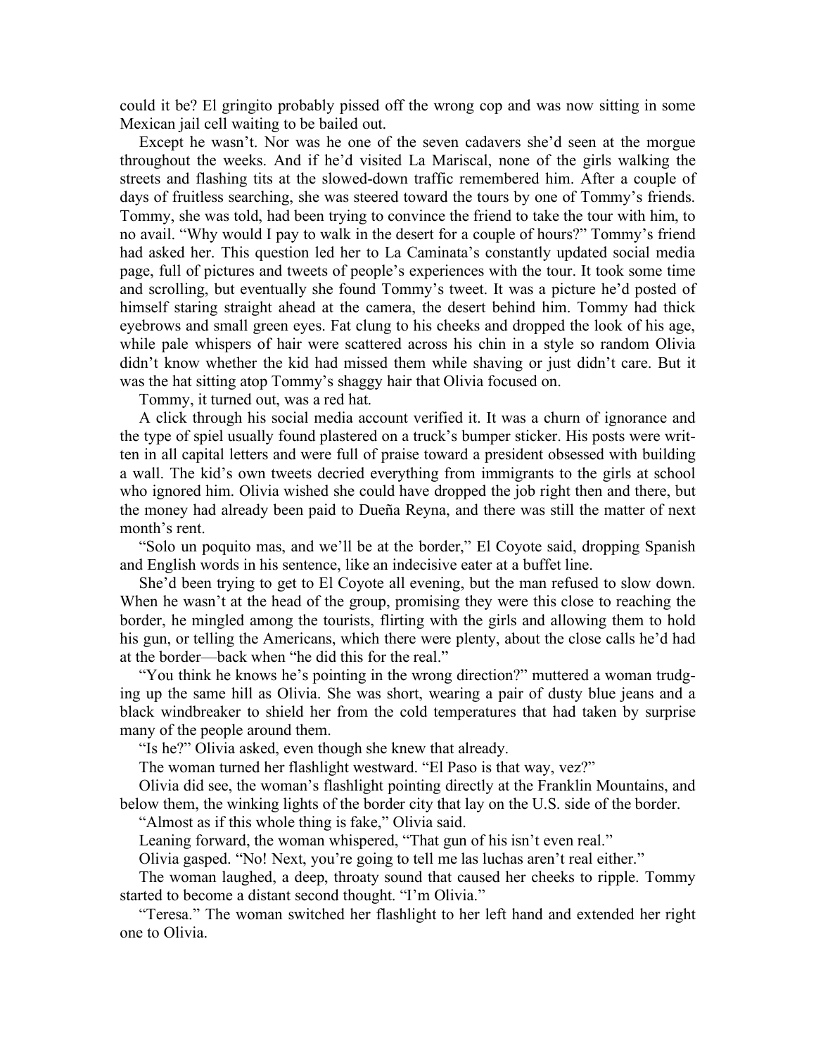could it be? El gringito probably pissed off the wrong cop and was now sitting in some Mexican jail cell waiting to be bailed out.

Except he wasn't. Nor was he one of the seven cadavers she'd seen at the morgue throughout the weeks. And if he'd visited La Mariscal, none of the girls walking the streets and flashing tits at the slowed-down traffic remembered him. After a couple of days of fruitless searching, she was steered toward the tours by one of Tommy's friends. Tommy, she was told, had been trying to convince the friend to take the tour with him, to no avail. "Why would I pay to walk in the desert for a couple of hours?" Tommy's friend had asked her. This question led her to La Caminata's constantly updated social media page, full of pictures and tweets of people's experiences with the tour. It took some time and scrolling, but eventually she found Tommy's tweet. It was a picture he'd posted of himself staring straight ahead at the camera, the desert behind him. Tommy had thick eyebrows and small green eyes. Fat clung to his cheeks and dropped the look of his age, while pale whispers of hair were scattered across his chin in a style so random Olivia didn't know whether the kid had missed them while shaving or just didn't care. But it was the hat sitting atop Tommy's shaggy hair that Olivia focused on.

Tommy, it turned out, was a red hat.

A click through his social media account verified it. It was a churn of ignorance and the type of spiel usually found plastered on a truck's bumper sticker. His posts were written in all capital letters and were full of praise toward a president obsessed with building a wall. The kid's own tweets decried everything from immigrants to the girls at school who ignored him. Olivia wished she could have dropped the job right then and there, but the money had already been paid to Dueña Reyna, and there was still the matter of next month's rent.

"Solo un poquito mas, and we'll be at the border," El Coyote said, dropping Spanish and English words in his sentence, like an indecisive eater at a buffet line.

She'd been trying to get to El Coyote all evening, but the man refused to slow down. When he wasn't at the head of the group, promising they were this close to reaching the border, he mingled among the tourists, flirting with the girls and allowing them to hold his gun, or telling the Americans, which there were plenty, about the close calls he'd had at the border—back when "he did this for the real."

"You think he knows he's pointing in the wrong direction?" muttered a woman trudging up the same hill as Olivia. She was short, wearing a pair of dusty blue jeans and a black windbreaker to shield her from the cold temperatures that had taken by surprise many of the people around them.

"Is he?" Olivia asked, even though she knew that already.

The woman turned her flashlight westward. "El Paso is that way, vez?"

Olivia did see, the woman's flashlight pointing directly at the Franklin Mountains, and below them, the winking lights of the border city that lay on the U.S. side of the border.

"Almost as if this whole thing is fake," Olivia said.

Leaning forward, the woman whispered, "That gun of his isn't even real."

Olivia gasped. "No! Next, you're going to tell me las luchas aren't real either."

The woman laughed, a deep, throaty sound that caused her cheeks to ripple. Tommy started to become a distant second thought. "I'm Olivia."

"Teresa." The woman switched her flashlight to her left hand and extended her right one to Olivia.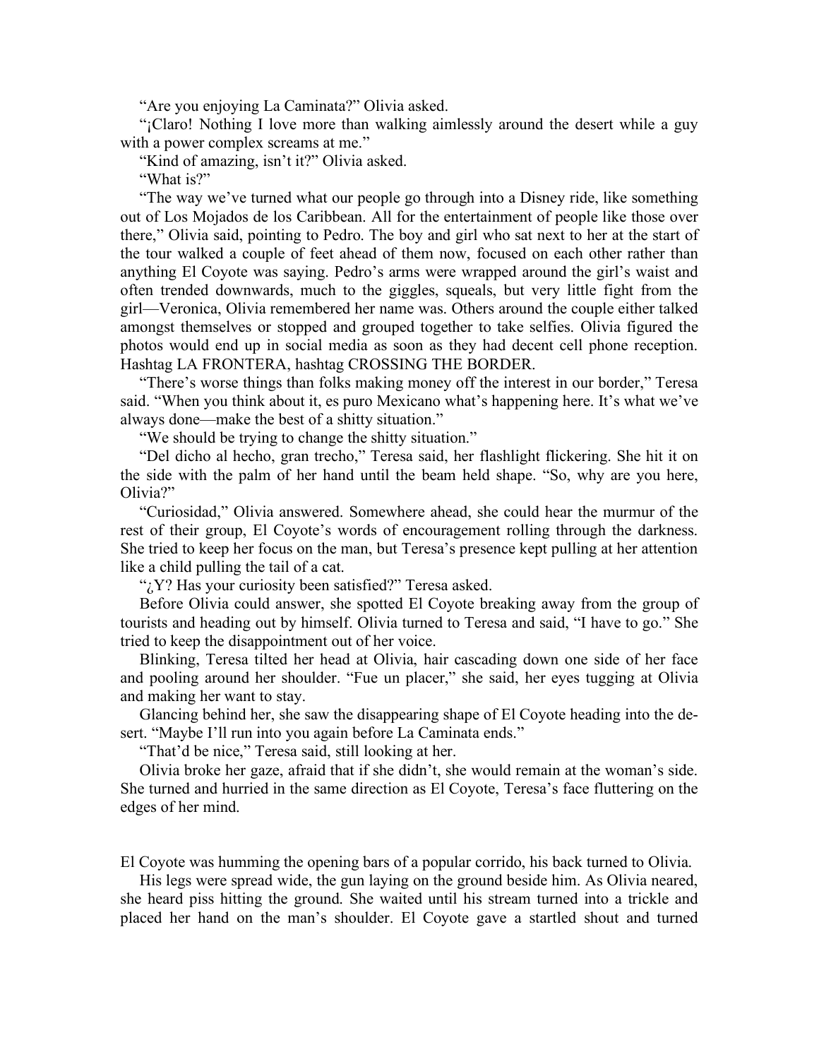"Are you enjoying La Caminata?" Olivia asked.

"¡Claro! Nothing I love more than walking aimlessly around the desert while a guy with a power complex screams at me."

"Kind of amazing, isn't it?" Olivia asked.

"What is?"

"The way we've turned what our people go through into a Disney ride, like something out of Los Mojados de los Caribbean. All for the entertainment of people like those over there," Olivia said, pointing to Pedro. The boy and girl who sat next to her at the start of the tour walked a couple of feet ahead of them now, focused on each other rather than anything El Coyote was saying. Pedro's arms were wrapped around the girl's waist and often trended downwards, much to the giggles, squeals, but very little fight from the girl—Veronica, Olivia remembered her name was. Others around the couple either talked amongst themselves or stopped and grouped together to take selfies. Olivia figured the photos would end up in social media as soon as they had decent cell phone reception. Hashtag LA FRONTERA, hashtag CROSSING THE BORDER.

"There's worse things than folks making money off the interest in our border," Teresa said. "When you think about it, es puro Mexicano what's happening here. It's what we've always done—make the best of a shitty situation."

"We should be trying to change the shitty situation."

"Del dicho al hecho, gran trecho," Teresa said, her flashlight flickering. She hit it on the side with the palm of her hand until the beam held shape. "So, why are you here, Olivia?"

"Curiosidad," Olivia answered. Somewhere ahead, she could hear the murmur of the rest of their group, El Coyote's words of encouragement rolling through the darkness. She tried to keep her focus on the man, but Teresa's presence kept pulling at her attention like a child pulling the tail of a cat.

"¿Y? Has your curiosity been satisfied?" Teresa asked.

Before Olivia could answer, she spotted El Coyote breaking away from the group of tourists and heading out by himself. Olivia turned to Teresa and said, "I have to go." She tried to keep the disappointment out of her voice.

Blinking, Teresa tilted her head at Olivia, hair cascading down one side of her face and pooling around her shoulder. "Fue un placer," she said, her eyes tugging at Olivia and making her want to stay.

Glancing behind her, she saw the disappearing shape of El Coyote heading into the desert. "Maybe I'll run into you again before La Caminata ends."

"That'd be nice," Teresa said, still looking at her.

Olivia broke her gaze, afraid that if she didn't, she would remain at the woman's side. She turned and hurried in the same direction as El Coyote, Teresa's face fluttering on the edges of her mind.

El Coyote was humming the opening bars of a popular corrido, his back turned to Olivia.

His legs were spread wide, the gun laying on the ground beside him. As Olivia neared, she heard piss hitting the ground. She waited until his stream turned into a trickle and placed her hand on the man's shoulder. El Coyote gave a startled shout and turned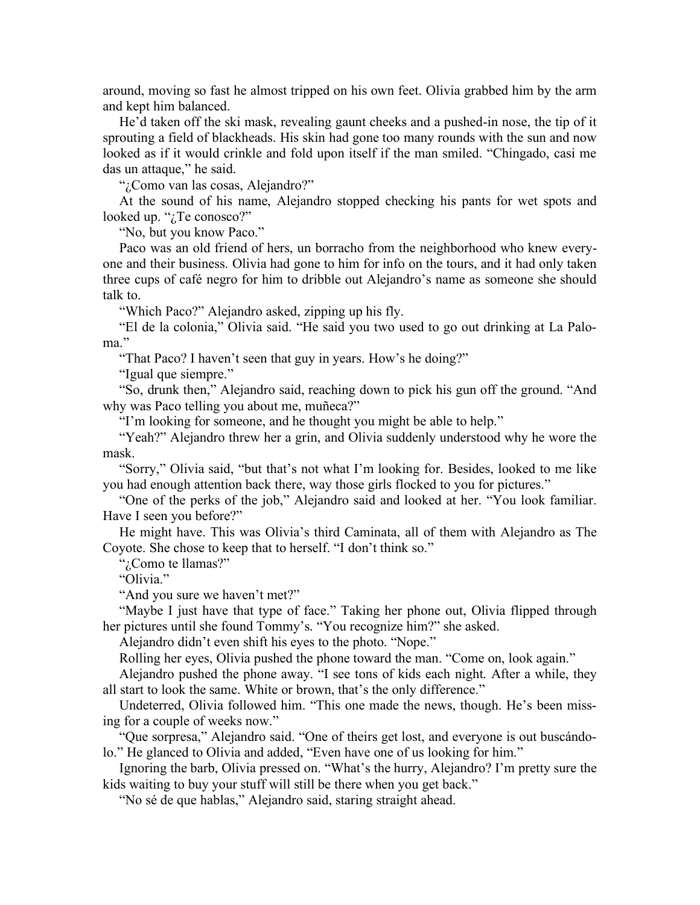around, moving so fast he almost tripped on his own feet. Olivia grabbed him by the arm and kept him balanced.

He'd taken off the ski mask, revealing gaunt cheeks and a pushed-in nose, the tip of it sprouting a field of blackheads. His skin had gone too many rounds with the sun and now looked as if it would crinkle and fold upon itself if the man smiled. "Chingado, casi me das un attaque," he said.

"¿Como van las cosas, Alejandro?"

At the sound of his name, Alejandro stopped checking his pants for wet spots and looked up. "¿Te conosco?"

"No, but you know Paco."

Paco was an old friend of hers, un borracho from the neighborhood who knew everyone and their business. Olivia had gone to him for info on the tours, and it had only taken three cups of café negro for him to dribble out Alejandro's name as someone she should talk to.

"Which Paco?" Alejandro asked, zipping up his fly.

"El de la colonia," Olivia said. "He said you two used to go out drinking at La Paloma."

"That Paco? I haven't seen that guy in years. How's he doing?"

"Igual que siempre."

"So, drunk then," Alejandro said, reaching down to pick his gun off the ground. "And why was Paco telling you about me, muñeca?"

"I'm looking for someone, and he thought you might be able to help."

"Yeah?" Alejandro threw her a grin, and Olivia suddenly understood why he wore the mask.

"Sorry," Olivia said, "but that's not what I'm looking for. Besides, looked to me like you had enough attention back there, way those girls flocked to you for pictures."

"One of the perks of the job," Alejandro said and looked at her. "You look familiar. Have I seen you before?"

He might have. This was Olivia's third Caminata, all of them with Alejandro as The Coyote. She chose to keep that to herself. "I don't think so."

"¿Como te llamas?"

"Olivia."

"And you sure we haven't met?"

"Maybe I just have that type of face." Taking her phone out, Olivia flipped through her pictures until she found Tommy's. "You recognize him?" she asked.

Alejandro didn't even shift his eyes to the photo. "Nope."

Rolling her eyes, Olivia pushed the phone toward the man. "Come on, look again."

Alejandro pushed the phone away. "I see tons of kids each night. After a while, they all start to look the same. White or brown, that's the only difference."

Undeterred, Olivia followed him. "This one made the news, though. He's been missing for a couple of weeks now."

"Que sorpresa," Alejandro said. "One of theirs get lost, and everyone is out buscándolo." He glanced to Olivia and added, "Even have one of us looking for him."

Ignoring the barb, Olivia pressed on. "What's the hurry, Alejandro? I'm pretty sure the kids waiting to buy your stuff will still be there when you get back."

"No sé de que hablas," Alejandro said, staring straight ahead.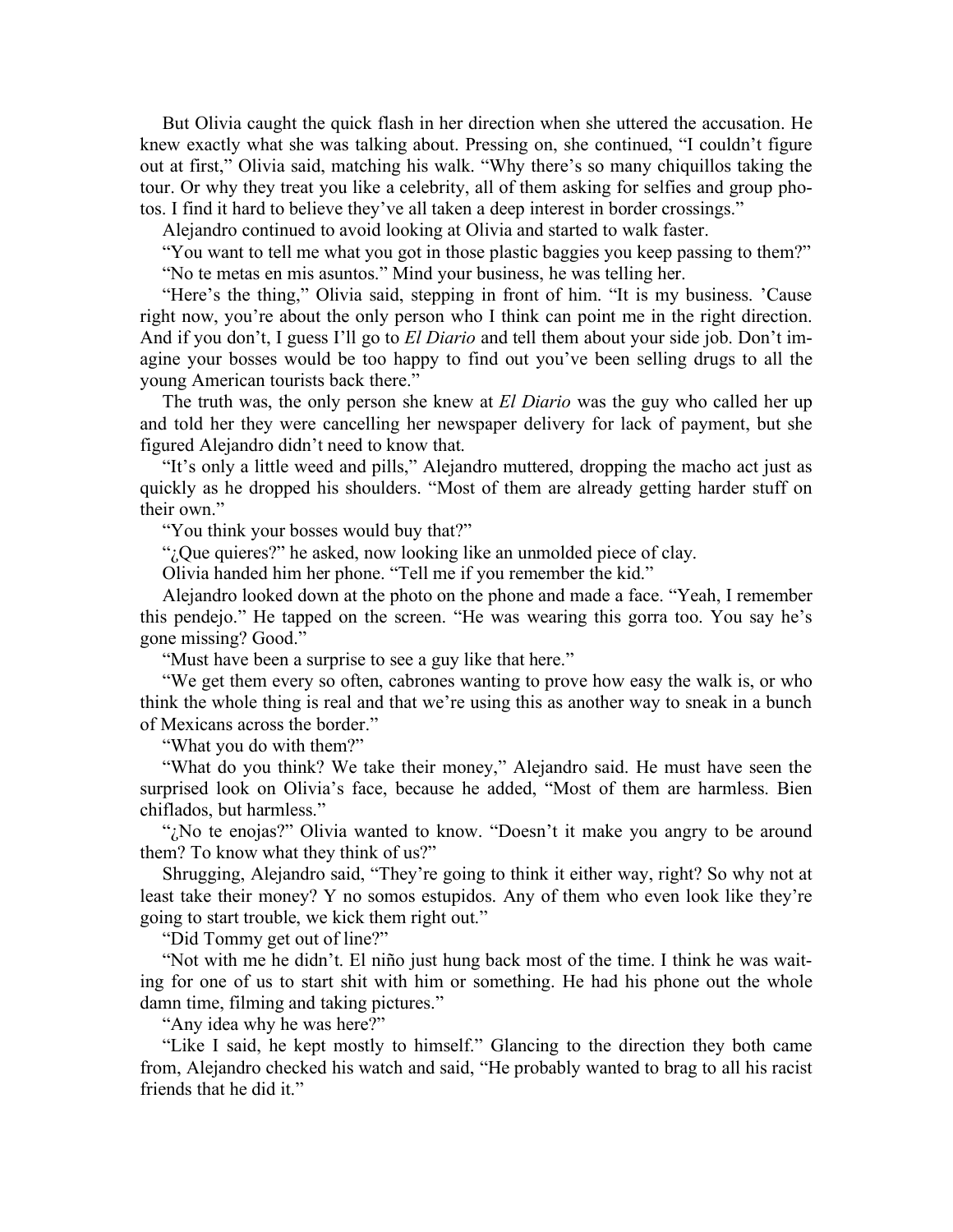But Olivia caught the quick flash in her direction when she uttered the accusation. He knew exactly what she was talking about. Pressing on, she continued, "I couldn't figure out at first," Olivia said, matching his walk. "Why there's so many chiquillos taking the tour. Or why they treat you like a celebrity, all of them asking for selfies and group photos. I find it hard to believe they've all taken a deep interest in border crossings."

Alejandro continued to avoid looking at Olivia and started to walk faster.

"You want to tell me what you got in those plastic baggies you keep passing to them?"

"No te metas en mis asuntos." Mind your business, he was telling her.

"Here's the thing," Olivia said, stepping in front of him. "It is my business. 'Cause right now, you're about the only person who I think can point me in the right direction. And if you don't, I guess I'll go to *El Diario* and tell them about your side job. Don't imagine your bosses would be too happy to find out you've been selling drugs to all the young American tourists back there."

The truth was, the only person she knew at *El Diario* was the guy who called her up and told her they were cancelling her newspaper delivery for lack of payment, but she figured Alejandro didn't need to know that.

"It's only a little weed and pills," Alejandro muttered, dropping the macho act just as quickly as he dropped his shoulders. "Most of them are already getting harder stuff on their own."

"You think your bosses would buy that?"

"¿Que quieres?" he asked, now looking like an unmolded piece of clay.

Olivia handed him her phone. "Tell me if you remember the kid."

Alejandro looked down at the photo on the phone and made a face. "Yeah, I remember this pendejo." He tapped on the screen. "He was wearing this gorra too. You say he's gone missing? Good."

"Must have been a surprise to see a guy like that here."

"We get them every so often, cabrones wanting to prove how easy the walk is, or who think the whole thing is real and that we're using this as another way to sneak in a bunch of Mexicans across the border."

"What you do with them?"

"What do you think? We take their money," Alejandro said. He must have seen the surprised look on Olivia's face, because he added, "Most of them are harmless. Bien chiflados, but harmless."

"¿No te enojas?" Olivia wanted to know. "Doesn't it make you angry to be around them? To know what they think of us?"

Shrugging, Alejandro said, "They're going to think it either way, right? So why not at least take their money? Y no somos estupidos. Any of them who even look like they're going to start trouble, we kick them right out."

"Did Tommy get out of line?"

"Not with me he didn't. El niño just hung back most of the time. I think he was waiting for one of us to start shit with him or something. He had his phone out the whole damn time, filming and taking pictures."

"Any idea why he was here?"

"Like I said, he kept mostly to himself." Glancing to the direction they both came from, Alejandro checked his watch and said, "He probably wanted to brag to all his racist friends that he did it."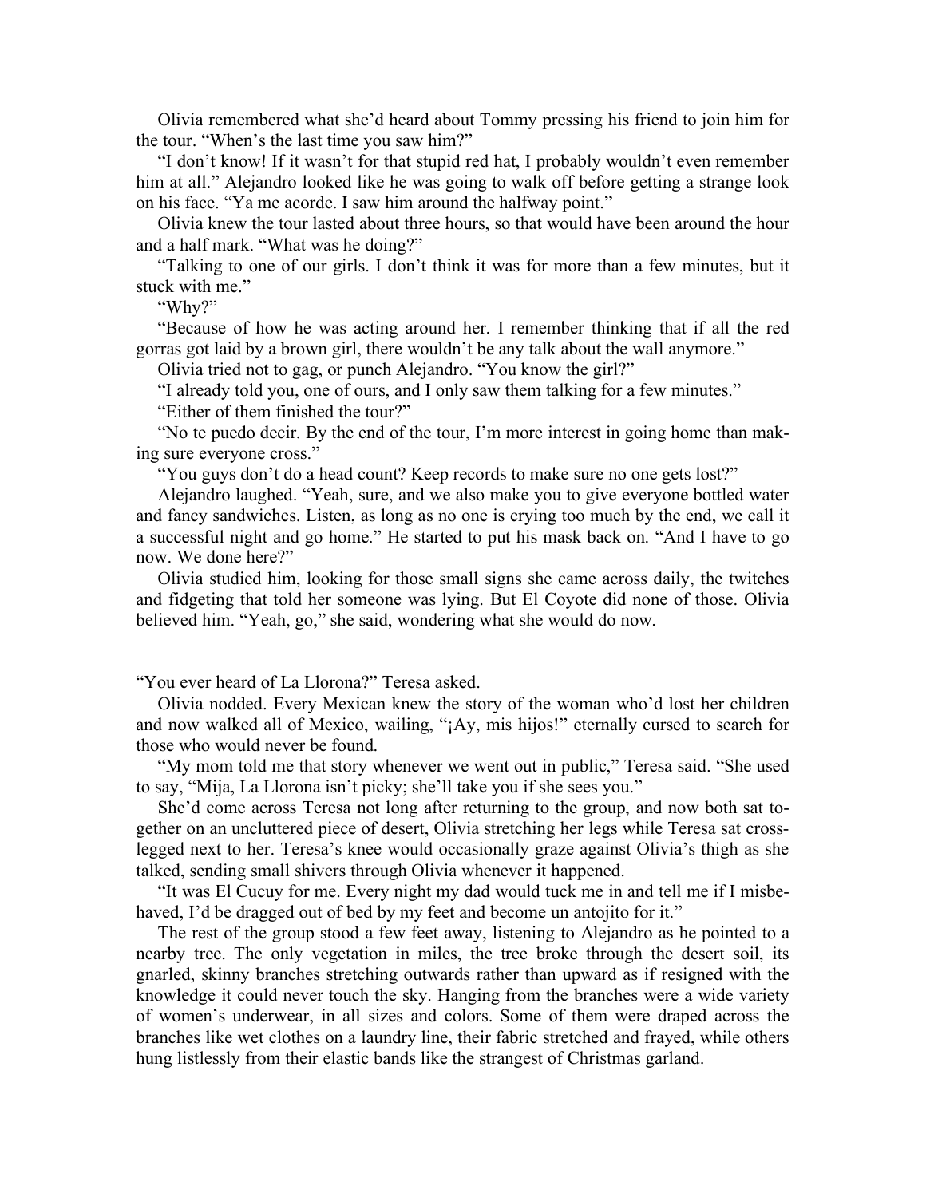Olivia remembered what she'd heard about Tommy pressing his friend to join him for the tour. "When's the last time you saw him?"

"I don't know! If it wasn't for that stupid red hat, I probably wouldn't even remember him at all." Alejandro looked like he was going to walk off before getting a strange look on his face. "Ya me acorde. I saw him around the halfway point."

Olivia knew the tour lasted about three hours, so that would have been around the hour and a half mark. "What was he doing?"

"Talking to one of our girls. I don't think it was for more than a few minutes, but it stuck with me."

"Why?"

"Because of how he was acting around her. I remember thinking that if all the red gorras got laid by a brown girl, there wouldn't be any talk about the wall anymore."

Olivia tried not to gag, or punch Alejandro. "You know the girl?"

"I already told you, one of ours, and I only saw them talking for a few minutes."

"Either of them finished the tour?"

"No te puedo decir. By the end of the tour, I'm more interest in going home than making sure everyone cross."

"You guys don't do a head count? Keep records to make sure no one gets lost?"

Alejandro laughed. "Yeah, sure, and we also make you to give everyone bottled water and fancy sandwiches. Listen, as long as no one is crying too much by the end, we call it a successful night and go home." He started to put his mask back on. "And I have to go now. We done here?"

Olivia studied him, looking for those small signs she came across daily, the twitches and fidgeting that told her someone was lying. But El Coyote did none of those. Olivia believed him. "Yeah, go," she said, wondering what she would do now.

"You ever heard of La Llorona?" Teresa asked.

Olivia nodded. Every Mexican knew the story of the woman who'd lost her children and now walked all of Mexico, wailing, "¡Ay, mis hijos!" eternally cursed to search for those who would never be found.

"My mom told me that story whenever we went out in public," Teresa said. "She used to say, "Mija, La Llorona isn't picky; she'll take you if she sees you."

She'd come across Teresa not long after returning to the group, and now both sat together on an uncluttered piece of desert, Olivia stretching her legs while Teresa sat cross-legged next to her. Teresa's knee would occasionally graze against Olivia's thigh as she talked, sending small shivers through Olivia whenever it happened.

"It was El Cucuy for me. Every night my dad would tuck me in and tell me if I misbehaved, I'd be dragged out of bed by my feet and become un antojito for it."

The rest of the group stood a few feet away, listening to Alejandro as he pointed to a nearby tree. The only vegetation in miles, the tree broke through the desert soil, its gnarled, skinny branches stretching outwards rather than upward as if resigned with the knowledge it could never touch the sky. Hanging from the branches were a wide variety of women's underwear, in all sizes and colors. Some of them were draped across the branches like wet clothes on a laundry line, their fabric stretched and frayed, while others hung listlessly from their elastic bands like the strangest of Christmas garland.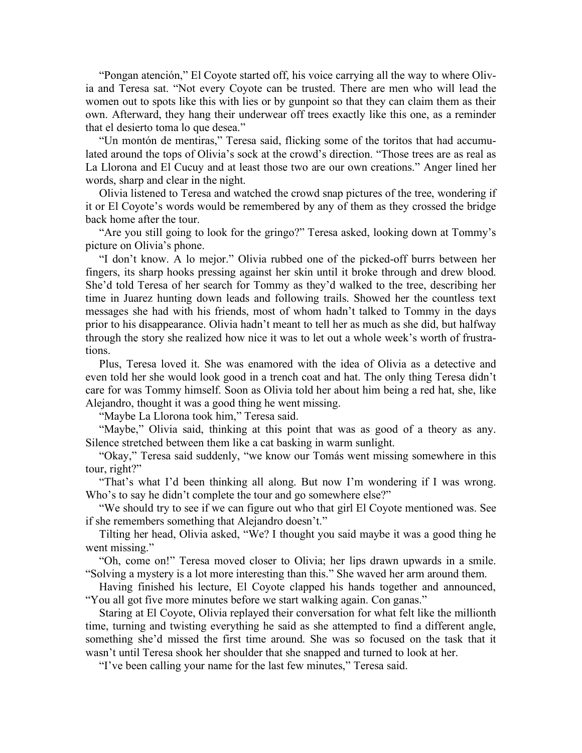"Pongan atención," El Coyote started off, his voice carrying all the way to where Olivia and Teresa sat. "Not every Coyote can be trusted. There are men who will lead the women out to spots like this with lies or by gunpoint so that they can claim them as their own. Afterward, they hang their underwear off trees exactly like this one, as a reminder that el desierto toma lo que desea."

"Un montón de mentiras," Teresa said, flicking some of the toritos that had accumulated around the tops of Olivia's sock at the crowd's direction. "Those trees are as real as La Llorona and El Cucuy and at least those two are our own creations." Anger lined her words, sharp and clear in the night.

Olivia listened to Teresa and watched the crowd snap pictures of the tree, wondering if it or El Coyote's words would be remembered by any of them as they crossed the bridge back home after the tour.

"Are you still going to look for the gringo?" Teresa asked, looking down at Tommy's picture on Olivia's phone.

"I don't know. A lo mejor." Olivia rubbed one of the picked-off burrs between her fingers, its sharp hooks pressing against her skin until it broke through and drew blood. She'd told Teresa of her search for Tommy as they'd walked to the tree, describing her time in Juarez hunting down leads and following trails. Showed her the countless text messages she had with his friends, most of whom hadn't talked to Tommy in the days prior to his disappearance. Olivia hadn't meant to tell her as much as she did, but halfway through the story she realized how nice it was to let out a whole week's worth of frustrations.

Plus, Teresa loved it. She was enamored with the idea of Olivia as a detective and even told her she would look good in a trench coat and hat. The only thing Teresa didn't care for was Tommy himself. Soon as Olivia told her about him being a red hat, she, like Alejandro, thought it was a good thing he went missing.

"Maybe La Llorona took him," Teresa said.

"Maybe," Olivia said, thinking at this point that was as good of a theory as any. Silence stretched between them like a cat basking in warm sunlight.

"Okay," Teresa said suddenly, "we know our Tomás went missing somewhere in this tour, right?"

"That's what I'd been thinking all along. But now I'm wondering if I was wrong. Who's to say he didn't complete the tour and go somewhere else?"

"We should try to see if we can figure out who that girl El Coyote mentioned was. See if she remembers something that Alejandro doesn't."

Tilting her head, Olivia asked, "We? I thought you said maybe it was a good thing he went missing."

"Oh, come on!" Teresa moved closer to Olivia; her lips drawn upwards in a smile. "Solving a mystery is a lot more interesting than this." She waved her arm around them.

Having finished his lecture, El Coyote clapped his hands together and announced, "You all got five more minutes before we start walking again. Con ganas."

Staring at El Coyote, Olivia replayed their conversation for what felt like the millionth time, turning and twisting everything he said as she attempted to find a different angle, something she'd missed the first time around. She was so focused on the task that it wasn't until Teresa shook her shoulder that she snapped and turned to look at her.

"I've been calling your name for the last few minutes," Teresa said.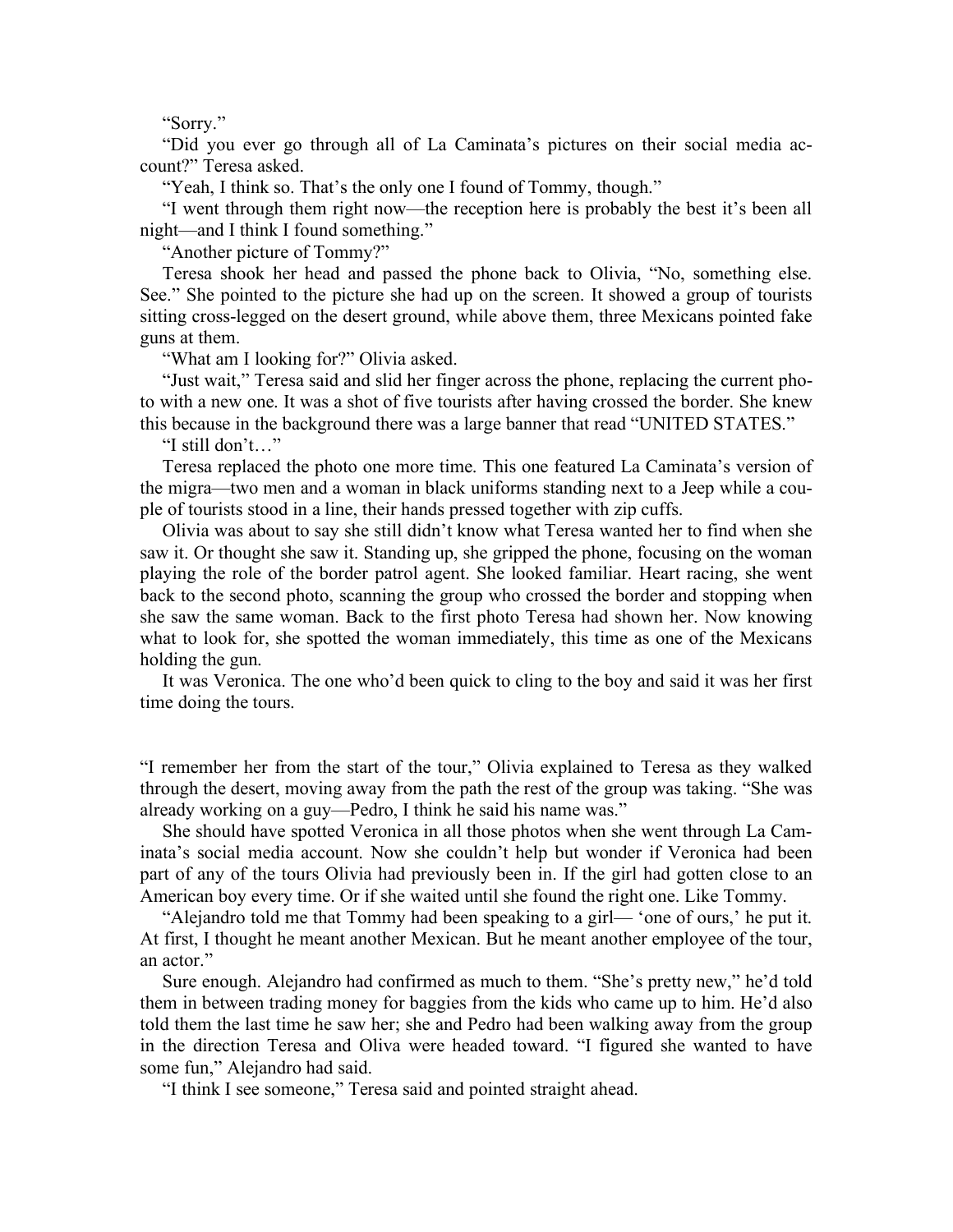"Sorry."

"Did you ever go through all of La Caminata's pictures on their social media account?" Teresa asked.

"Yeah, I think so. That's the only one I found of Tommy, though."

"I went through them right now—the reception here is probably the best it's been all night—and I think I found something."

"Another picture of Tommy?"

Teresa shook her head and passed the phone back to Olivia, "No, something else. See." She pointed to the picture she had up on the screen. It showed a group of tourists sitting cross-legged on the desert ground, while above them, three Mexicans pointed fake guns at them.

"What am I looking for?" Olivia asked.

"Just wait," Teresa said and slid her finger across the phone, replacing the current photo with a new one. It was a shot of five tourists after having crossed the border. She knew this because in the background there was a large banner that read "UNITED STATES."

"I still don't…"

Teresa replaced the photo one more time. This one featured La Caminata's version of the migra—two men and a woman in black uniforms standing next to a Jeep while a couple of tourists stood in a line, their hands pressed together with zip cuffs.

Olivia was about to say she still didn't know what Teresa wanted her to find when she saw it. Or thought she saw it. Standing up, she gripped the phone, focusing on the woman playing the role of the border patrol agent. She looked familiar. Heart racing, she went back to the second photo, scanning the group who crossed the border and stopping when she saw the same woman. Back to the first photo Teresa had shown her. Now knowing what to look for, she spotted the woman immediately, this time as one of the Mexicans holding the gun.

It was Veronica. The one who'd been quick to cling to the boy and said it was her first time doing the tours.

"I remember her from the start of the tour," Olivia explained to Teresa as they walked through the desert, moving away from the path the rest of the group was taking. "She was already working on a guy—Pedro, I think he said his name was."

She should have spotted Veronica in all those photos when she went through La Caminata's social media account. Now she couldn't help but wonder if Veronica had been part of any of the tours Olivia had previously been in. If the girl had gotten close to an American boy every time. Or if she waited until she found the right one. Like Tommy.

"Alejandro told me that Tommy had been speaking to a girl— 'one of ours,' he put it. At first, I thought he meant another Mexican. But he meant another employee of the tour, an actor."

Sure enough. Alejandro had confirmed as much to them. "She's pretty new," he'd told them in between trading money for baggies from the kids who came up to him. He'd also told them the last time he saw her; she and Pedro had been walking away from the group in the direction Teresa and Oliva were headed toward. "I figured she wanted to have some fun," Alejandro had said.

"I think I see someone," Teresa said and pointed straight ahead.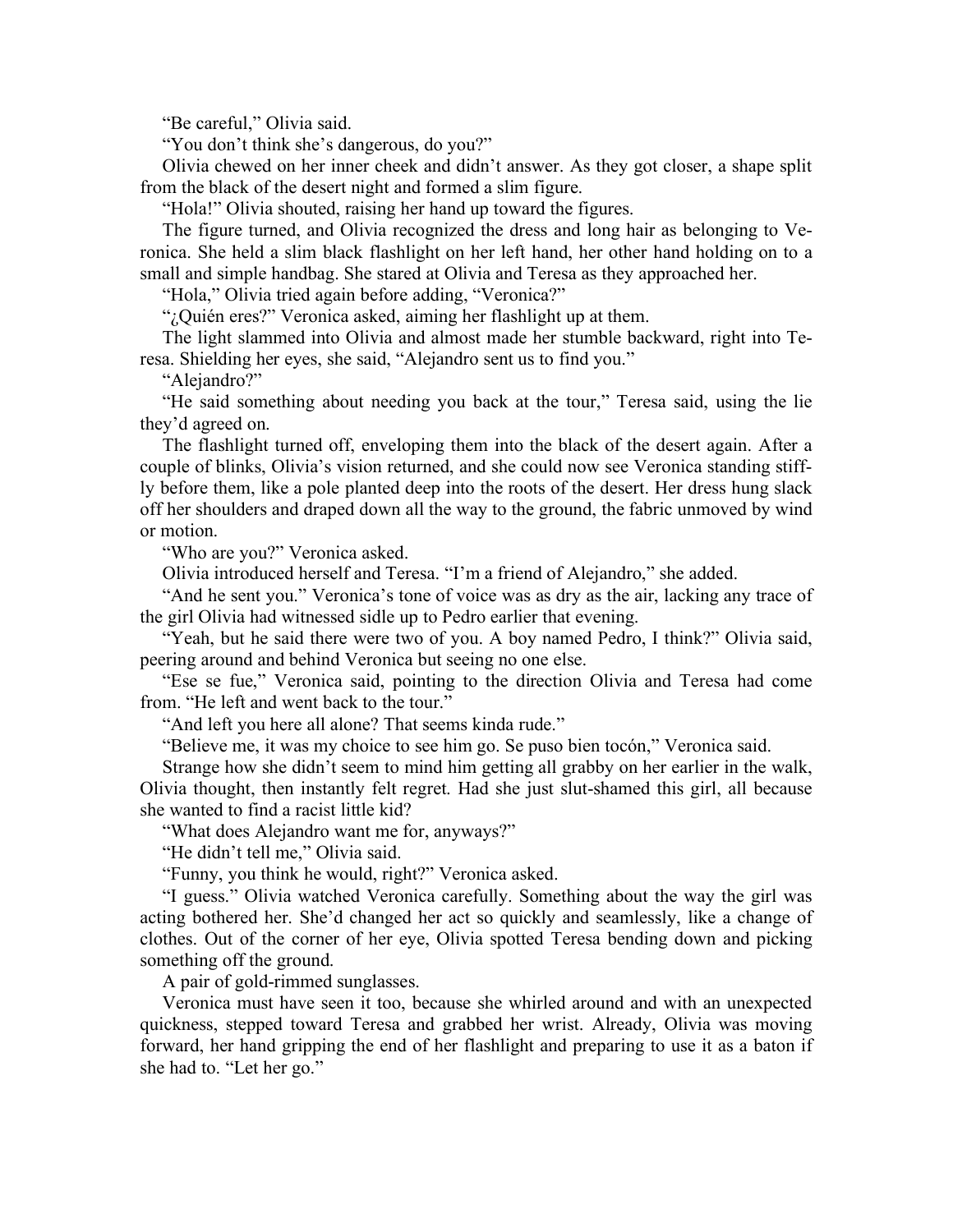"Be careful," Olivia said.

"You don't think she's dangerous, do you?"

Olivia chewed on her inner cheek and didn't answer. As they got closer, a shape split from the black of the desert night and formed a slim figure.

"Hola!" Olivia shouted, raising her hand up toward the figures.

The figure turned, and Olivia recognized the dress and long hair as belonging to Veronica. She held a slim black flashlight on her left hand, her other hand holding on to a small and simple handbag. She stared at Olivia and Teresa as they approached her.

"Hola," Olivia tried again before adding, "Veronica?"

"¿Quién eres?" Veronica asked, aiming her flashlight up at them.

The light slammed into Olivia and almost made her stumble backward, right into Teresa. Shielding her eyes, she said, "Alejandro sent us to find you."

"Alejandro?"

"He said something about needing you back at the tour," Teresa said, using the lie they'd agreed on.

The flashlight turned off, enveloping them into the black of the desert again. After a couple of blinks, Olivia's vision returned, and she could now see Veronica standing stiffly before them, like a pole planted deep into the roots of the desert. Her dress hung slack off her shoulders and draped down all the way to the ground, the fabric unmoved by wind or motion.

"Who are you?" Veronica asked.

Olivia introduced herself and Teresa. "I'm a friend of Alejandro," she added.

"And he sent you." Veronica's tone of voice was as dry as the air, lacking any trace of the girl Olivia had witnessed sidle up to Pedro earlier that evening.

"Yeah, but he said there were two of you. A boy named Pedro, I think?" Olivia said, peering around and behind Veronica but seeing no one else.

"Ese se fue," Veronica said, pointing to the direction Olivia and Teresa had come from. "He left and went back to the tour."

"And left you here all alone? That seems kinda rude."

"Believe me, it was my choice to see him go. Se puso bien tocón," Veronica said.

Strange how she didn't seem to mind him getting all grabby on her earlier in the walk, Olivia thought, then instantly felt regret. Had she just slut-shamed this girl, all because she wanted to find a racist little kid?

"What does Alejandro want me for, anyways?"

"He didn't tell me," Olivia said.

"Funny, you think he would, right?" Veronica asked.

"I guess." Olivia watched Veronica carefully. Something about the way the girl was acting bothered her. She'd changed her act so quickly and seamlessly, like a change of clothes. Out of the corner of her eye, Olivia spotted Teresa bending down and picking something off the ground.

A pair of gold-rimmed sunglasses.

Veronica must have seen it too, because she whirled around and with an unexpected quickness, stepped toward Teresa and grabbed her wrist. Already, Olivia was moving forward, her hand gripping the end of her flashlight and preparing to use it as a baton if she had to. "Let her go."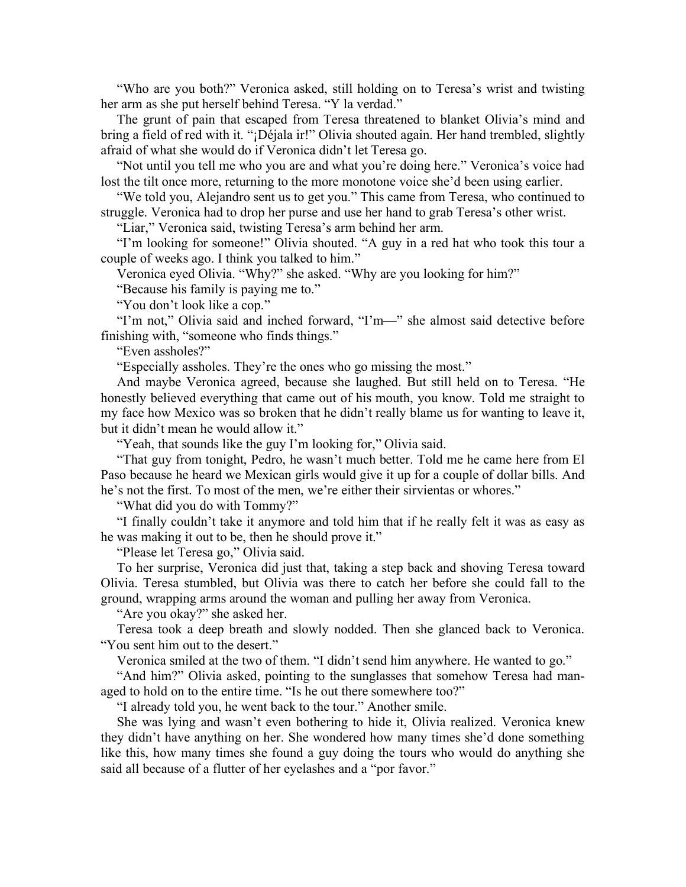"Who are you both?" Veronica asked, still holding on to Teresa's wrist and twisting her arm as she put herself behind Teresa. "Y la verdad."

The grunt of pain that escaped from Teresa threatened to blanket Olivia's mind and bring a field of red with it. "¡Déjala ir!" Olivia shouted again. Her hand trembled, slightly afraid of what she would do if Veronica didn't let Teresa go.

"Not until you tell me who you are and what you're doing here." Veronica's voice had lost the tilt once more, returning to the more monotone voice she'd been using earlier.

"We told you, Alejandro sent us to get you." This came from Teresa, who continued to struggle. Veronica had to drop her purse and use her hand to grab Teresa's other wrist.

"Liar," Veronica said, twisting Teresa's arm behind her arm.

"I'm looking for someone!" Olivia shouted. "A guy in a red hat who took this tour a couple of weeks ago. I think you talked to him."

Veronica eyed Olivia. "Why?" she asked. "Why are you looking for him?"

"Because his family is paying me to."

"You don't look like a cop."

"I'm not," Olivia said and inched forward, "I'm—" she almost said detective before finishing with, "someone who finds things."

"Even assholes?"

"Especially assholes. They're the ones who go missing the most."

And maybe Veronica agreed, because she laughed. But still held on to Teresa. "He honestly believed everything that came out of his mouth, you know. Told me straight to my face how Mexico was so broken that he didn't really blame us for wanting to leave it, but it didn't mean he would allow it."

"Yeah, that sounds like the guy I'm looking for," Olivia said.

"That guy from tonight, Pedro, he wasn't much better. Told me he came here from El Paso because he heard we Mexican girls would give it up for a couple of dollar bills. And he's not the first. To most of the men, we're either their sirvientas or whores."

"What did you do with Tommy?"

"I finally couldn't take it anymore and told him that if he really felt it was as easy as he was making it out to be, then he should prove it."

"Please let Teresa go," Olivia said.

To her surprise, Veronica did just that, taking a step back and shoving Teresa toward Olivia. Teresa stumbled, but Olivia was there to catch her before she could fall to the ground, wrapping arms around the woman and pulling her away from Veronica.

"Are you okay?" she asked her.

Teresa took a deep breath and slowly nodded. Then she glanced back to Veronica. "You sent him out to the desert."

Veronica smiled at the two of them. "I didn't send him anywhere. He wanted to go."

"And him?" Olivia asked, pointing to the sunglasses that somehow Teresa had managed to hold on to the entire time. "Is he out there somewhere too?"

"I already told you, he went back to the tour." Another smile.

She was lying and wasn't even bothering to hide it, Olivia realized. Veronica knew they didn't have anything on her. She wondered how many times she'd done something like this, how many times she found a guy doing the tours who would do anything she said all because of a flutter of her eyelashes and a "por favor."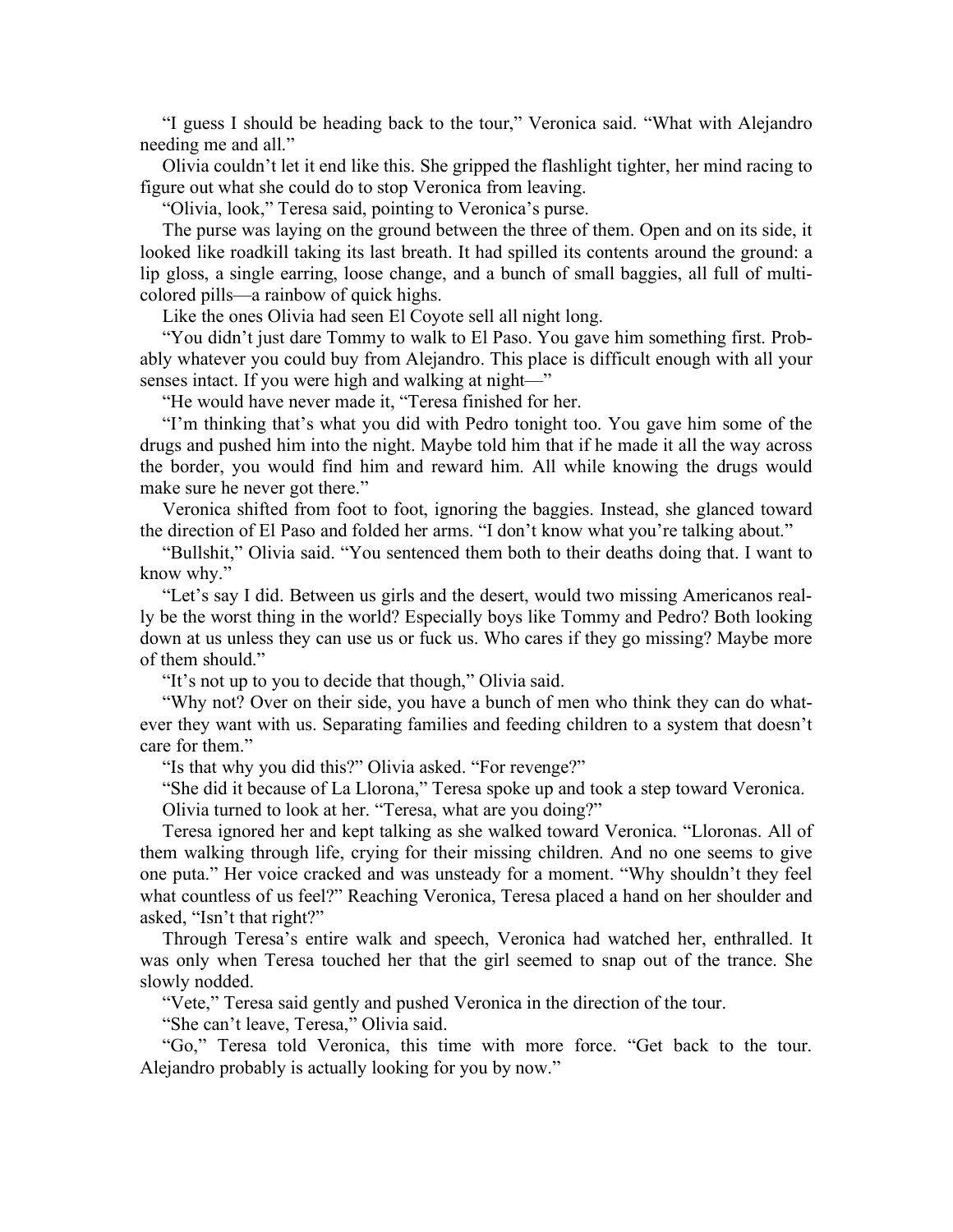"I guess I should be heading back to the tour," Veronica said. "What with Alejandro needing me and all."

Olivia couldn't let it end like this. She gripped the flashlight tighter, her mind racing to figure out what she could do to stop Veronica from leaving.

"Olivia, look," Teresa said, pointing to Veronica's purse.

The purse was laying on the ground between the three of them. Open and on its side, it looked like roadkill taking its last breath. It had spilled its contents around the ground: a lip gloss, a single earring, loose change, and a bunch of small baggies, all full of multi-colored pills—a rainbow of quick highs.

Like the ones Olivia had seen El Coyote sell all night long.

"You didn't just dare Tommy to walk to El Paso. You gave him something first. Probably whatever you could buy from Alejandro. This place is difficult enough with all your senses intact. If you were high and walking at night—"

"He would have never made it, "Teresa finished for her.

"I'm thinking that's what you did with Pedro tonight too. You gave him some of the drugs and pushed him into the night. Maybe told him that if he made it all the way across the border, you would find him and reward him. All while knowing the drugs would make sure he never got there."

Veronica shifted from foot to foot, ignoring the baggies. Instead, she glanced toward the direction of El Paso and folded her arms. "I don't know what you're talking about."

"Bullshit," Olivia said. "You sentenced them both to their deaths doing that. I want to know why."

"Let's say I did. Between us girls and the desert, would two missing Americanos really be the worst thing in the world? Especially boys like Tommy and Pedro? Both looking down at us unless they can use us or fuck us. Who cares if they go missing? Maybe more of them should."

"It's not up to you to decide that though," Olivia said.

"Why not? Over on their side, you have a bunch of men who think they can do whatever they want with us. Separating families and feeding children to a system that doesn't care for them."

"Is that why you did this?" Olivia asked. "For revenge?"

"She did it because of La Llorona," Teresa spoke up and took a step toward Veronica.

Olivia turned to look at her. "Teresa, what are you doing?"

Teresa ignored her and kept talking as she walked toward Veronica. "Lloronas. All of them walking through life, crying for their missing children. And no one seems to give one puta." Her voice cracked and was unsteady for a moment. "Why shouldn't they feel what countless of us feel?" Reaching Veronica, Teresa placed a hand on her shoulder and asked, "Isn't that right?"

Through Teresa's entire walk and speech, Veronica had watched her, enthralled. It was only when Teresa touched her that the girl seemed to snap out of the trance. She slowly nodded.

"Vete," Teresa said gently and pushed Veronica in the direction of the tour.

"She can't leave, Teresa," Olivia said.

"Go," Teresa told Veronica, this time with more force. "Get back to the tour. Alejandro probably is actually looking for you by now."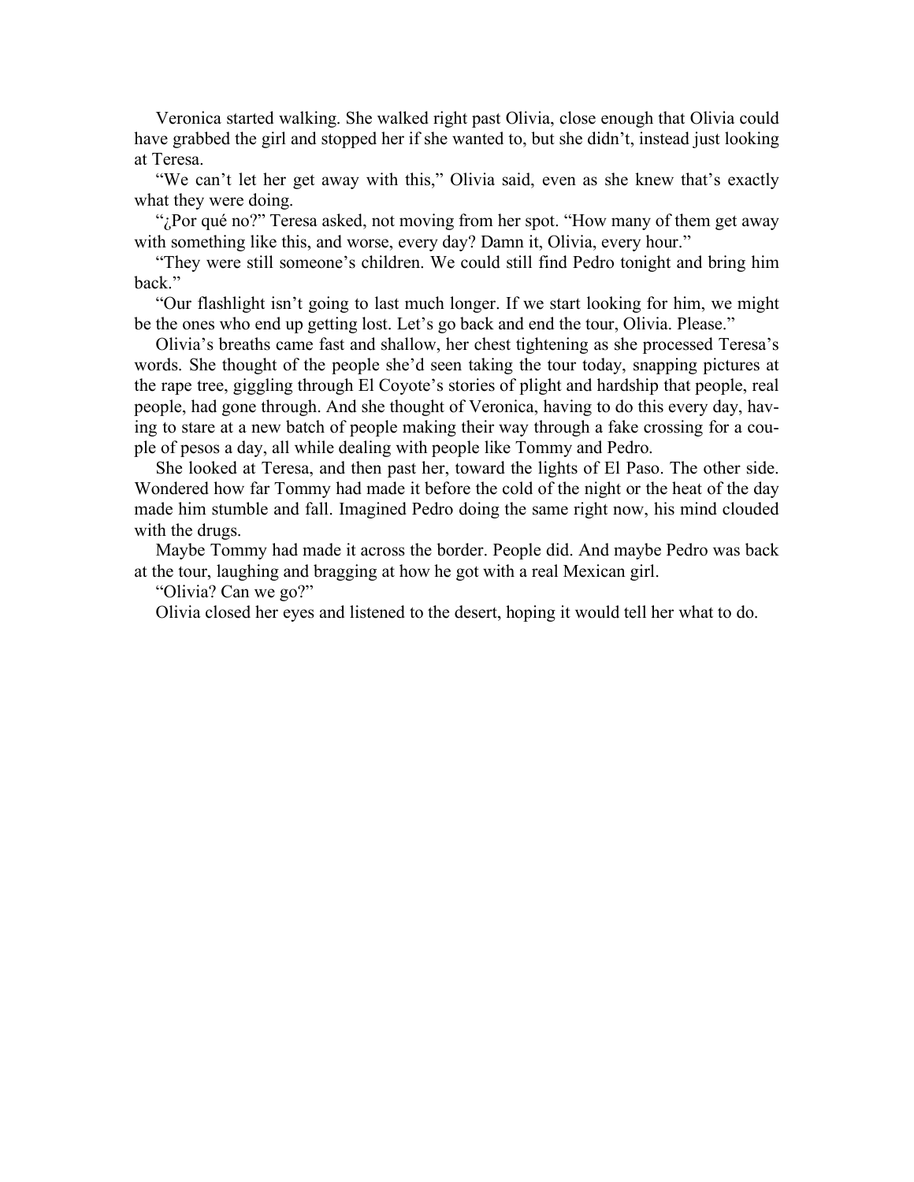Veronica started walking. She walked right past Olivia, close enough that Olivia could have grabbed the girl and stopped her if she wanted to, but she didn't, instead just looking at Teresa.

"We can't let her get away with this," Olivia said, even as she knew that's exactly what they were doing.

"¿Por qué no?" Teresa asked, not moving from her spot. "How many of them get away with something like this, and worse, every day? Damn it, Olivia, every hour."

"They were still someone's children. We could still find Pedro tonight and bring him back."

"Our flashlight isn't going to last much longer. If we start looking for him, we might be the ones who end up getting lost. Let's go back and end the tour, Olivia. Please."

Olivia's breaths came fast and shallow, her chest tightening as she processed Teresa's words. She thought of the people she'd seen taking the tour today, snapping pictures at the rape tree, giggling through El Coyote's stories of plight and hardship that people, real people, had gone through. And she thought of Veronica, having to do this every day, having to stare at a new batch of people making their way through a fake crossing for a couple of pesos a day, all while dealing with people like Tommy and Pedro.

She looked at Teresa, and then past her, toward the lights of El Paso. The other side. Wondered how far Tommy had made it before the cold of the night or the heat of the day made him stumble and fall. Imagined Pedro doing the same right now, his mind clouded with the drugs.

Maybe Tommy had made it across the border. People did. And maybe Pedro was back at the tour, laughing and bragging at how he got with a real Mexican girl.

"Olivia? Can we go?"

Olivia closed her eyes and listened to the desert, hoping it would tell her what to do.